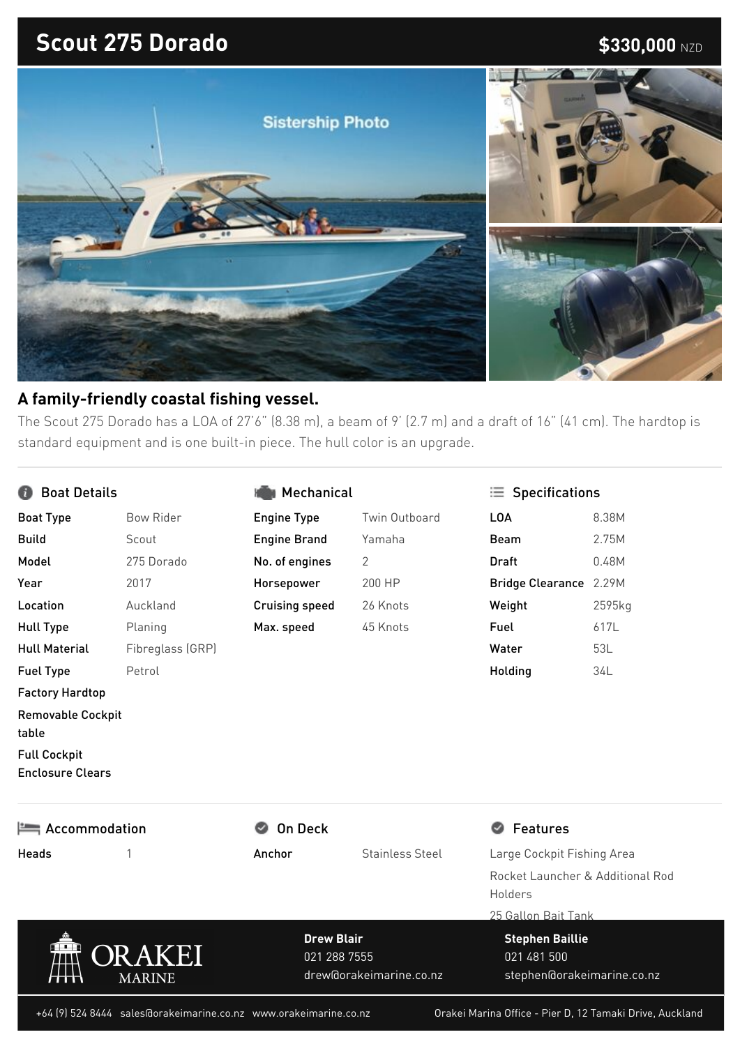# Scout 275 Dorado

**$330,000** NZD

Sistership Photo

## A family-friendly coastal fishing vessel.

The Scout 275 Dorado has a LOA of 27'6" (8.38 m), a beam of 9' (2.7 m) and a draft of 16" (41 cm). The hardtop is standard equipment and is one built-in piece. The hull color is an upgrade.

### Boat Details

| | |
|---|---|
| **Boat Type** | Bow Rider |
| **Build** | Scout |
| **Model** | 275 Dorado |
| **Year** | 2017 |
| **Location** | Auckland |
| **Hull Type** | Planing |
| **Hull Material** | Fibreglass (GRP) |
| **Fuel Type** | Petrol |
| **Factory Hardtop** | |
| **Removable Cockpit table** | |
| **Full Cockpit Enclosure Clears** | |

### Mechanical

| | |
|---|---|
| **Engine Type** | Twin Outboard |
| **Engine Brand** | Yamaha |
| **No. of engines** | 2 |
| **Horsepower** | 200 HP |
| **Cruising speed** | 26 Knots |
| **Max. speed** | 45 Knots |

### Specifications

| | |
|---|---|
| **LOA** | 8.38M |
| **Beam** | 2.75M |
| **Draft** | 0.48M |
| **Bridge Clearance** | 2.29M |
| **Weight** | 2595kg |
| **Fuel** | 617L |
| **Water** | 53L |
| **Holding** | 34L |

### Accommodation

| | |
|---|---|
| **Heads** | 1 |

### On Deck

| | |
|---|---|
| **Anchor** | Stainless Steel |

### Features

- Large Cockpit Fishing Area
- Rocket Launcher & Additional Rod Holders
- 25 Gallon Bait Tank

ORAKEI MARINE

**Drew Blair**
021 288 7555
drew@orakeimarine.co.nz

**Stephen Baillie**
021 481 500
stephen@orakeimarine.co.nz

+64 (9) 524 8444 sales@orakeimarine.co.nz www.orakeimarine.co.nz Orakei Marina Office - Pier D, 12 Tamaki Drive, Auckland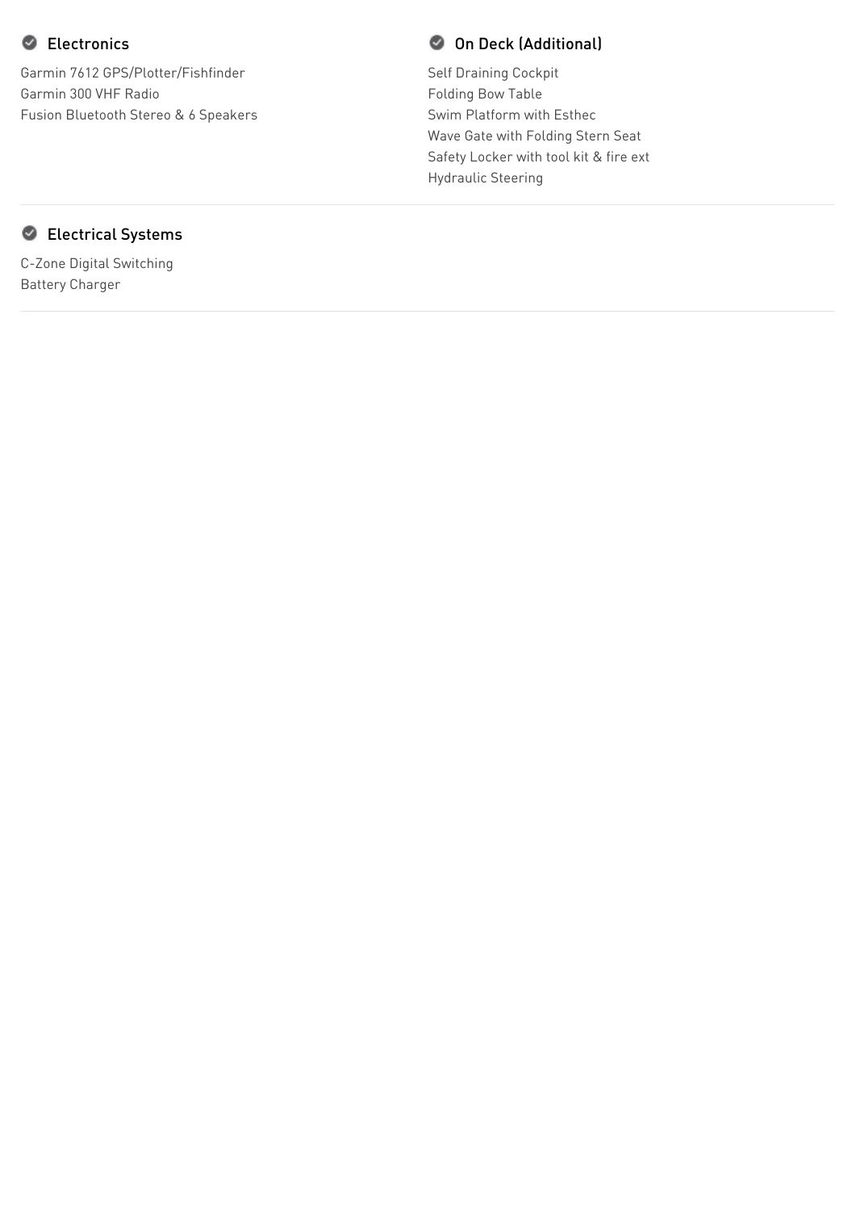### Electronics

Garmin 7612 GPS/Plotter/Fishfinder
Garmin 300 VHF Radio
Fusion Bluetooth Stereo & 6 Speakers

### On Deck (Additional)

Self Draining Cockpit
Folding Bow Table
Swim Platform with Esthec
Wave Gate with Folding Stern Seat
Safety Locker with tool kit & fire ext
Hydraulic Steering

### Electrical Systems

C-Zone Digital Switching
Battery Charger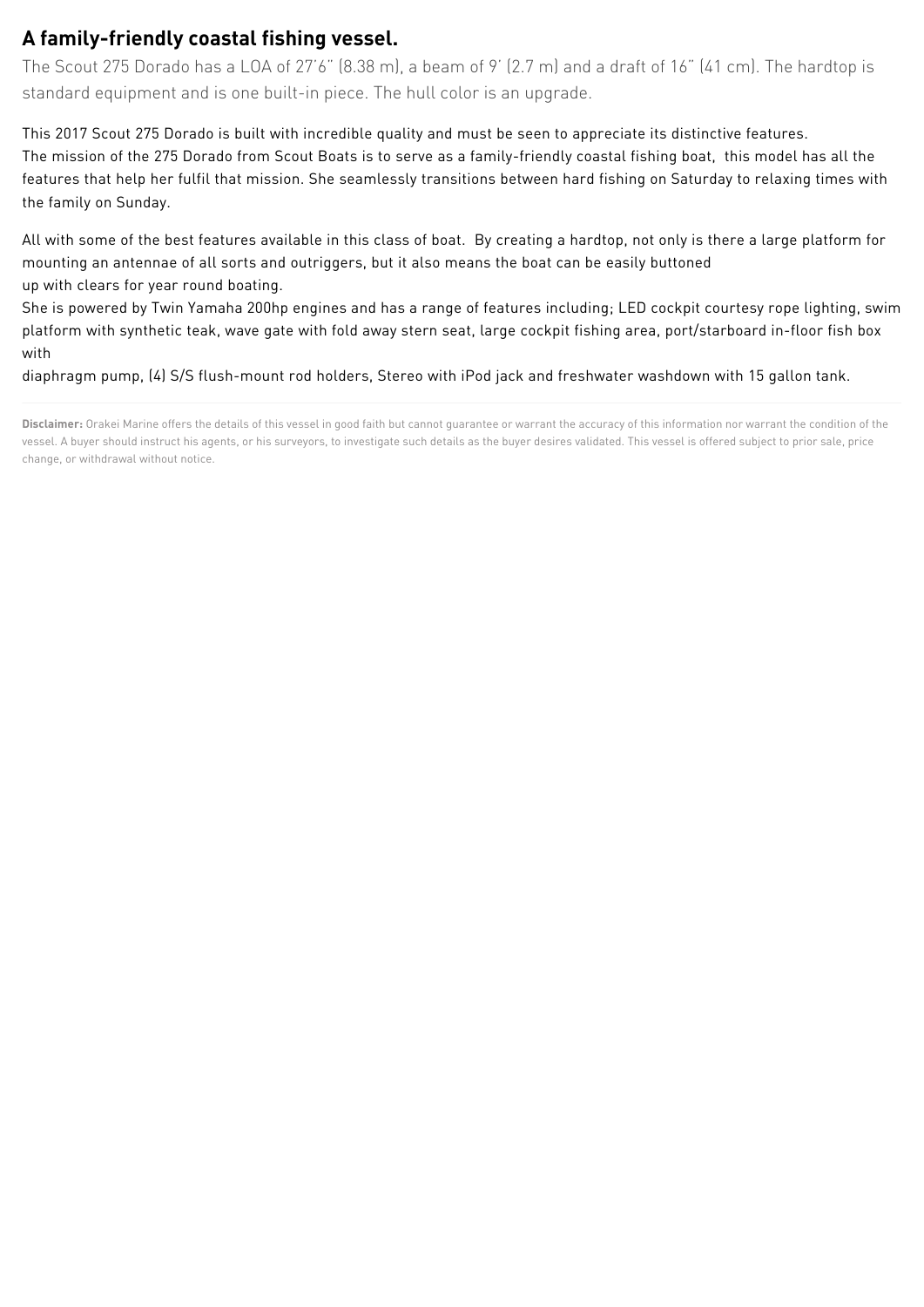## A family-friendly coastal fishing vessel.

The Scout 275 Dorado has a LOA of 27'6" (8.38 m), a beam of 9' (2.7 m) and a draft of 16" (41 cm). The hardtop is standard equipment and is one built-in piece. The hull color is an upgrade.

This 2017 Scout 275 Dorado is built with incredible quality and must be seen to appreciate its distinctive features. The mission of the 275 Dorado from Scout Boats is to serve as a family-friendly coastal fishing boat, this model has all the features that help her fulfil that mission. She seamlessly transitions between hard fishing on Saturday to relaxing times with the family on Sunday.

All with some of the best features available in this class of boat. By creating a hardtop, not only is there a large platform for mounting an antennae of all sorts and outriggers, but it also means the boat can be easily buttoned up with clears for year round boating.

She is powered by Twin Yamaha 200hp engines and has a range of features including; LED cockpit courtesy rope lighting, swim platform with synthetic teak, wave gate with fold away stern seat, large cockpit fishing area, port/starboard in-floor fish box with diaphragm pump, (4) S/S flush-mount rod holders, Stereo with iPod jack and freshwater washdown with 15 gallon tank.

---

**Disclaimer:** Orakei Marine offers the details of this vessel in good faith but cannot guarantee or warrant the accuracy of this information nor warrant the condition of the vessel. A buyer should instruct his agents, or his surveyors, to investigate such details as the buyer desires validated. This vessel is offered subject to prior sale, price change, or withdrawal without notice.